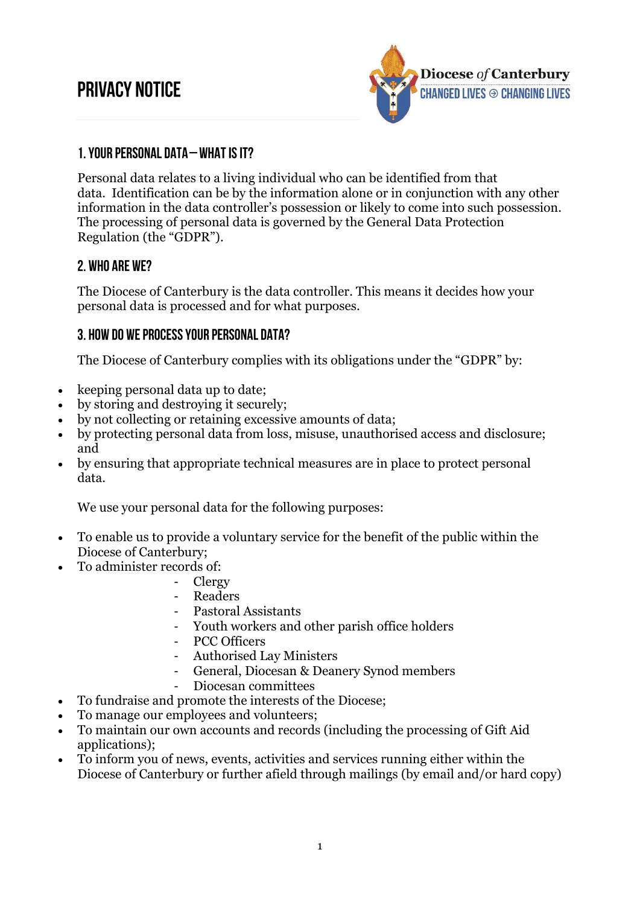# PRIVACY NOTICE

Diocese *of* Canterbury
CHANGED LIVES ⊕ CHANGING LIVES

## 1. YOUR PERSONAL DATA – WHAT IS IT?

Personal data relates to a living individual who can be identified from that data. Identification can be by the information alone or in conjunction with any other information in the data controller's possession or likely to come into such possession. The processing of personal data is governed by the General Data Protection Regulation (the "GDPR").

## 2. WHO ARE WE?

The Diocese of Canterbury is the data controller. This means it decides how your personal data is processed and for what purposes.

## 3. HOW DO WE PROCESS YOUR PERSONAL DATA?

The Diocese of Canterbury complies with its obligations under the "GDPR" by:

- keeping personal data up to date;
- by storing and destroying it securely;
- by not collecting or retaining excessive amounts of data;
- by protecting personal data from loss, misuse, unauthorised access and disclosure; and
- by ensuring that appropriate technical measures are in place to protect personal data.

We use your personal data for the following purposes:

- To enable us to provide a voluntary service for the benefit of the public within the Diocese of Canterbury;
- To administer records of:
  - Clergy
  - Readers
  - Pastoral Assistants
  - Youth workers and other parish office holders
  - PCC Officers
  - Authorised Lay Ministers
  - General, Diocesan & Deanery Synod members
  - Diocesan committees
- To fundraise and promote the interests of the Diocese;
- To manage our employees and volunteers;
- To maintain our own accounts and records (including the processing of Gift Aid applications);
- To inform you of news, events, activities and services running either within the Diocese of Canterbury or further afield through mailings (by email and/or hard copy)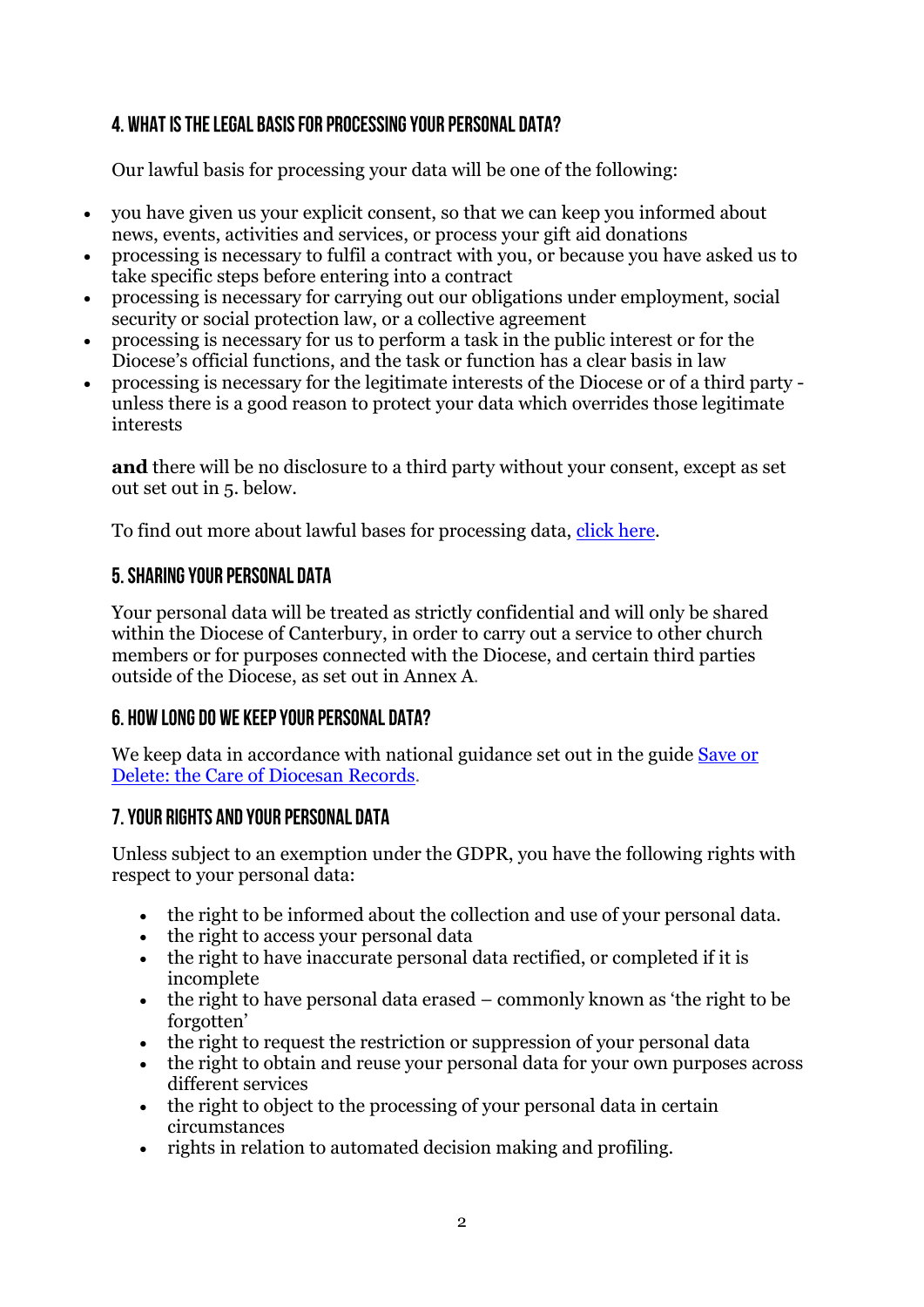## 4. WHAT IS THE LEGAL BASIS FOR PROCESSING YOUR PERSONAL DATA?

Our lawful basis for processing your data will be one of the following:

- you have given us your explicit consent, so that we can keep you informed about news, events, activities and services, or process your gift aid donations
- processing is necessary to fulfil a contract with you, or because you have asked us to take specific steps before entering into a contract
- processing is necessary for carrying out our obligations under employment, social security or social protection law, or a collective agreement
- processing is necessary for us to perform a task in the public interest or for the Diocese's official functions, and the task or function has a clear basis in law
- processing is necessary for the legitimate interests of the Diocese or of a third party - unless there is a good reason to protect your data which overrides those legitimate interests

**and** there will be no disclosure to a third party without your consent, except as set out set out in 5. below.

To find out more about lawful bases for processing data, [click here](#).

## 5. SHARING YOUR PERSONAL DATA

Your personal data will be treated as strictly confidential and will only be shared within the Diocese of Canterbury, in order to carry out a service to other church members or for purposes connected with the Diocese, and certain third parties outside of the Diocese, as set out in Annex A.

## 6. HOW LONG DO WE KEEP YOUR PERSONAL DATA?

We keep data in accordance with national guidance set out in the guide [Save or Delete: the Care of Diocesan Records](#).

## 7. YOUR RIGHTS AND YOUR PERSONAL DATA

Unless subject to an exemption under the GDPR, you have the following rights with respect to your personal data:

- the right to be informed about the collection and use of your personal data.
- the right to access your personal data
- the right to have inaccurate personal data rectified, or completed if it is incomplete
- the right to have personal data erased – commonly known as 'the right to be forgotten'
- the right to request the restriction or suppression of your personal data
- the right to obtain and reuse your personal data for your own purposes across different services
- the right to object to the processing of your personal data in certain circumstances
- rights in relation to automated decision making and profiling.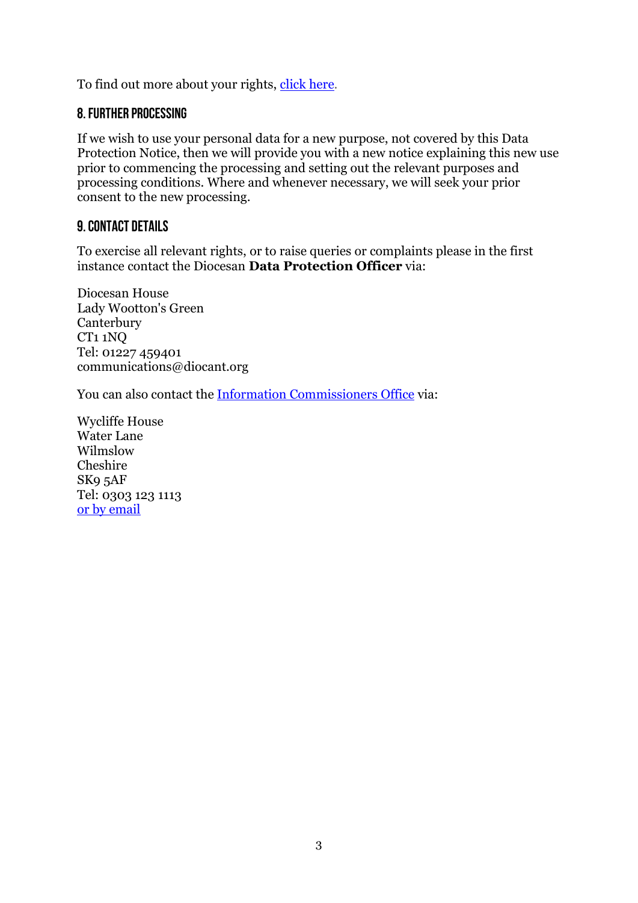To find out more about your rights, click here.

## 8. Further Processing

If we wish to use your personal data for a new purpose, not covered by this Data Protection Notice, then we will provide you with a new notice explaining this new use prior to commencing the processing and setting out the relevant purposes and processing conditions. Where and whenever necessary, we will seek your prior consent to the new processing.

## 9. Contact Details

To exercise all relevant rights, or to raise queries or complaints please in the first instance contact the Diocesan **Data Protection Officer** via:

Diocesan House
Lady Wootton's Green
Canterbury
CT1 1NQ
Tel: 01227 459401
communications@diocant.org

You can also contact the Information Commissioners Office via:

Wycliffe House
Water Lane
Wilmslow
Cheshire
SK9 5AF
Tel: 0303 123 1113
or by email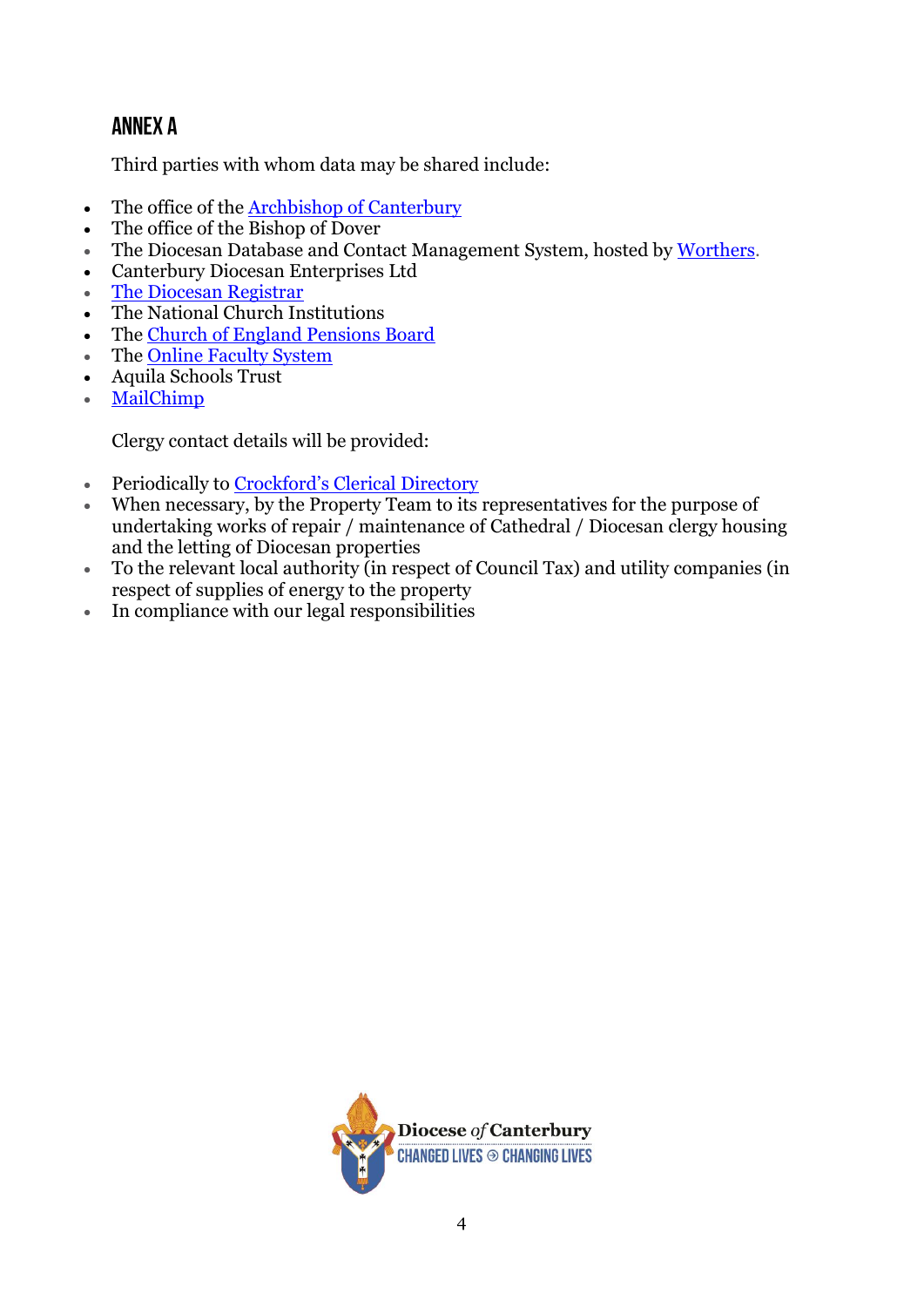# ANNEX A

Third parties with whom data may be shared include:

- The office of the Archbishop of Canterbury
- The office of the Bishop of Dover
- The Diocesan Database and Contact Management System, hosted by Worthers.
- Canterbury Diocesan Enterprises Ltd
- The Diocesan Registrar
- The National Church Institutions
- The Church of England Pensions Board
- The Online Faculty System
- Aquila Schools Trust
- MailChimp

Clergy contact details will be provided:

- Periodically to Crockford's Clerical Directory
- When necessary, by the Property Team to its representatives for the purpose of undertaking works of repair / maintenance of Cathedral / Diocesan clergy housing and the letting of Diocesan properties
- To the relevant local authority (in respect of Council Tax) and utility companies (in respect of supplies of energy to the property
- In compliance with our legal responsibilities

Diocese *of* Canterbury
CHANGED LIVES ⊙ CHANGING LIVES